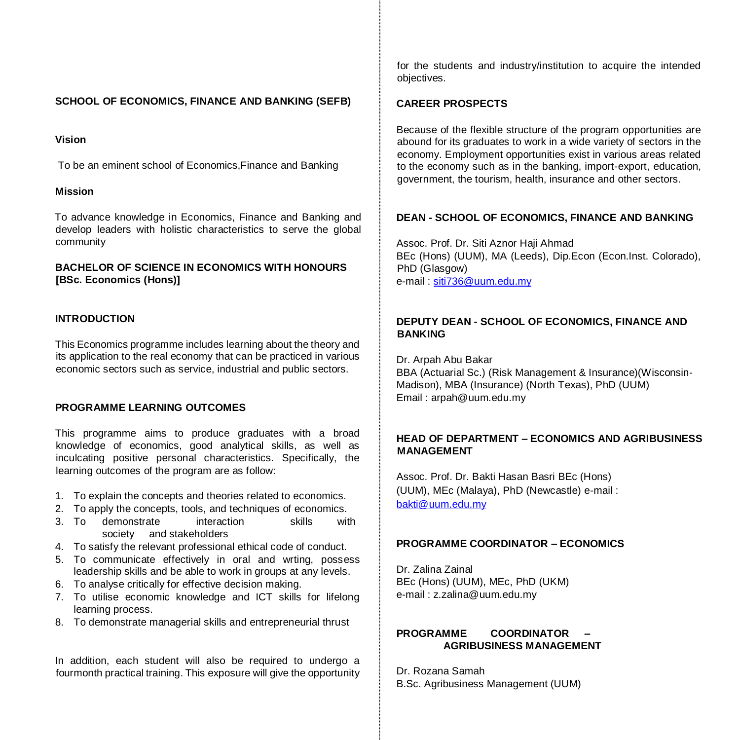## SCHOOL OF ECONOMICS, FINANCE AND BANKING (SEFB)

### Vision

To be an eminent school of Economics,Finance and Banking

### Mission

To advance knowledge in Economics, Finance and Banking and develop leaders with holistic characteristics to serve the global community

## BACHELOR OF SCIENCE IN ECONOMICS WITH HONOURS [BSc. Economics (Hons)]

### INTRODUCTION

This Economics programme includes learning about the theory and its application to the real economy that can be practiced in various economic sectors such as service, industrial and public sectors.

### PROGRAMME LEARNING OUTCOMES

This programme aims to produce graduates with a broad knowledge of economics, good analytical skills, as well as inculcating positive personal characteristics. Specifically, the learning outcomes of the program are as follow:

1. To explain the concepts and theories related to economics.
2. To apply the concepts, tools, and techniques of economics.
3. To demonstrate interaction skills with society and stakeholders
4. To satisfy the relevant professional ethical code of conduct.
5. To communicate effectively in oral and wrting, possess leadership skills and be able to work in groups at any levels.
6. To analyse critically for effective decision making.
7. To utilise economic knowledge and ICT skills for lifelong learning process.
8. To demonstrate managerial skills and entrepreneurial thrust

In addition, each student will also be required to undergo a fourmonth practical training. This exposure will give the opportunity for the students and industry/institution to acquire the intended objectives.

### CAREER PROSPECTS

Because of the flexible structure of the program opportunities are abound for its graduates to work in a wide variety of sectors in the economy. Employment opportunities exist in various areas related to the economy such as in the banking, import-export, education, government, the tourism, health, insurance and other sectors.

### DEAN - SCHOOL OF ECONOMICS, FINANCE AND BANKING

Assoc. Prof. Dr. Siti Aznor Haji Ahmad
BEc (Hons) (UUM), MA (Leeds), Dip.Econ (Econ.Inst. Colorado), PhD (Glasgow)
e-mail : siti736@uum.edu.my

### DEPUTY DEAN - SCHOOL OF ECONOMICS, FINANCE AND BANKING

Dr. Arpah Abu Bakar
BBA (Actuarial Sc.) (Risk Management & Insurance)(Wisconsin-Madison), MBA (Insurance) (North Texas), PhD (UUM)
Email : arpah@uum.edu.my

### HEAD OF DEPARTMENT – ECONOMICS AND AGRIBUSINESS MANAGEMENT

Assoc. Prof. Dr. Bakti Hasan Basri BEc (Hons) (UUM), MEc (Malaya), PhD (Newcastle) e-mail : bakti@uum.edu.my

### PROGRAMME COORDINATOR – ECONOMICS

Dr. Zalina Zainal
BEc (Hons) (UUM), MEc, PhD (UKM)
e-mail : z.zalina@uum.edu.my

### PROGRAMME COORDINATOR – AGRIBUSINESS MANAGEMENT

Dr. Rozana Samah
B.Sc. Agribusiness Management (UUM)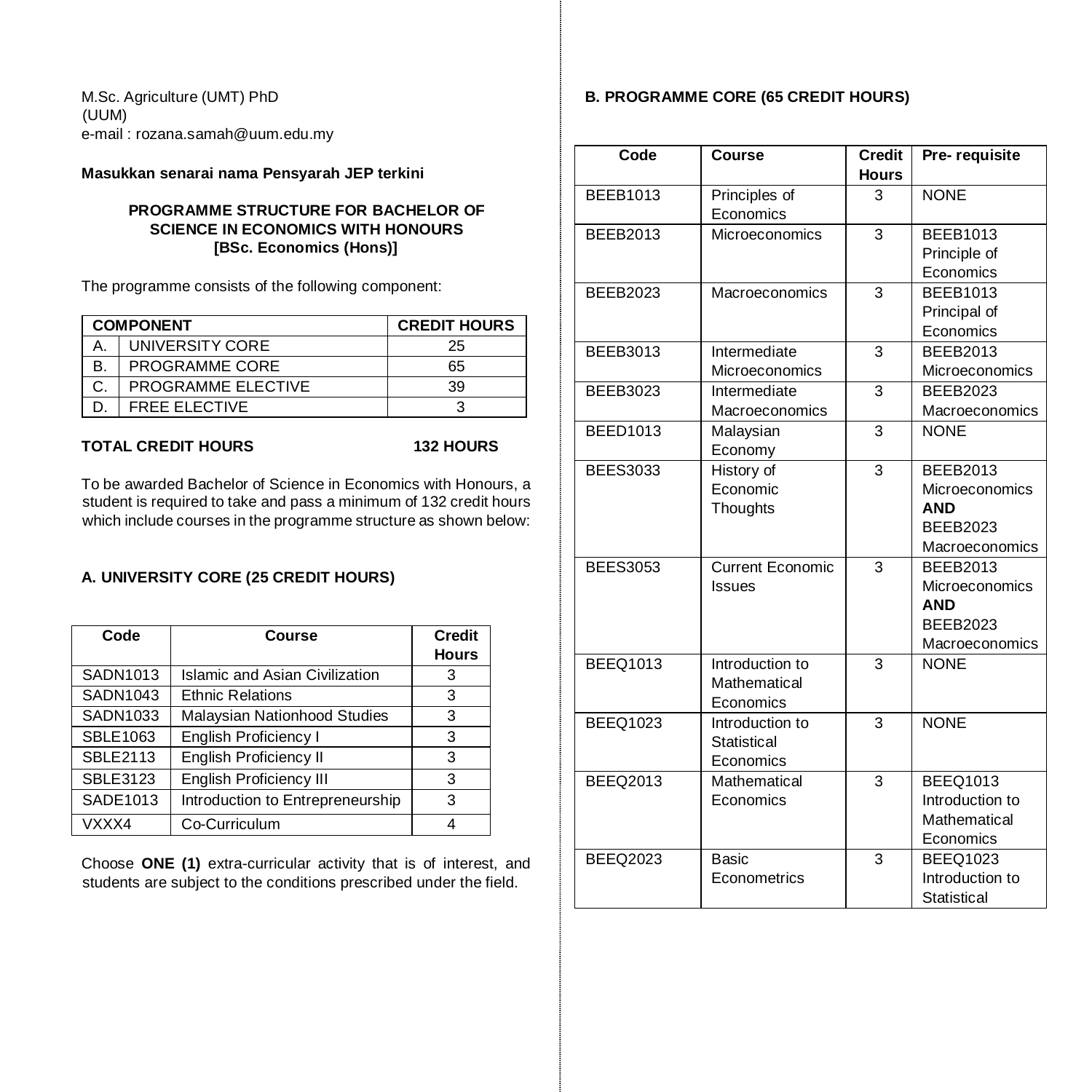M.Sc. Agriculture (UMT) PhD
(UUM)
e-mail : rozana.samah@uum.edu.my

**Masukkan senarai nama Pensyarah JEP terkini**

### PROGRAMME STRUCTURE FOR BACHELOR OF SCIENCE IN ECONOMICS WITH HONOURS [BSc. Economics (Hons)]

The programme consists of the following component:

| COMPONENT | | CREDIT HOURS |
|---|---|---|
| A. | UNIVERSITY CORE | 25 |
| B. | PROGRAMME CORE | 65 |
| C. | PROGRAMME ELECTIVE | 39 |
| D. | FREE ELECTIVE | 3 |

**TOTAL CREDIT HOURS 132 HOURS**

To be awarded Bachelor of Science in Economics with Honours, a student is required to take and pass a minimum of 132 credit hours which include courses in the programme structure as shown below:

### A. UNIVERSITY CORE (25 CREDIT HOURS)

| Code | Course | Credit Hours |
|---|---|---|
| SADN1013 | Islamic and Asian Civilization | 3 |
| SADN1043 | Ethnic Relations | 3 |
| SADN1033 | Malaysian Nationhood Studies | 3 |
| SBLE1063 | English Proficiency I | 3 |
| SBLE2113 | English Proficiency II | 3 |
| SBLE3123 | English Proficiency III | 3 |
| SADE1013 | Introduction to Entrepreneurship | 3 |
| VXXX4 | Co-Curriculum | 4 |

Choose **ONE (1)** extra-curricular activity that is of interest, and students are subject to the conditions prescribed under the field.

### B. PROGRAMME CORE (65 CREDIT HOURS)

| Code | Course | Credit Hours | Pre- requisite |
|---|---|---|---|
| BEEB1013 | Principles of Economics | 3 | NONE |
| BEEB2013 | Microeconomics | 3 | BEEB1013 Principle of Economics |
| BEEB2023 | Macroeconomics | 3 | BEEB1013 Principal of Economics |
| BEEB3013 | Intermediate Microeconomics | 3 | BEEB2013 Microeconomics |
| BEEB3023 | Intermediate Macroeconomics | 3 | BEEB2023 Macroeconomics |
| BEED1013 | Malaysian Economy | 3 | NONE |
| BEES3033 | History of Economic Thoughts | 3 | BEEB2013 Microeconomics **AND** BEEB2023 Macroeconomics |
| BEES3053 | Current Economic Issues | 3 | BEEB2013 Microeconomics **AND** BEEB2023 Macroeconomics |
| BEEQ1013 | Introduction to Mathematical Economics | 3 | NONE |
| BEEQ1023 | Introduction to Statistical Economics | 3 | NONE |
| BEEQ2013 | Mathematical Economics | 3 | BEEQ1013 Introduction to Mathematical Economics |
| BEEQ2023 | Basic Econometrics | 3 | BEEQ1023 Introduction to Statistical |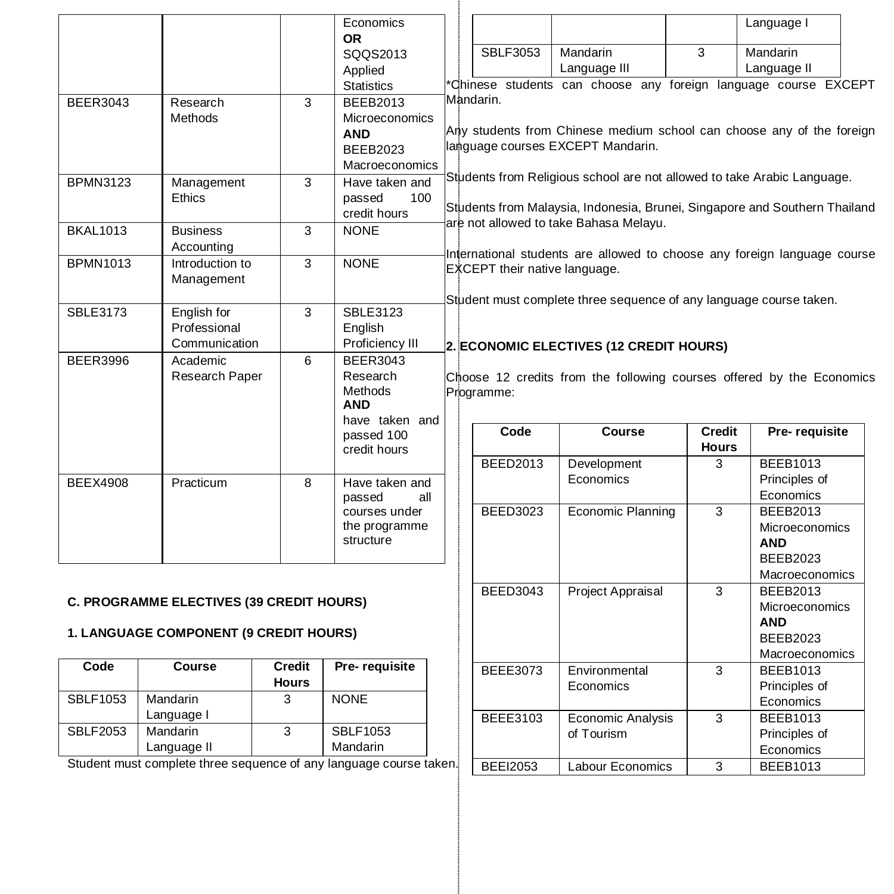| | | | Economics **OR** SQQS2013 Applied Statistics |
|---|---|---|---|
| BEER3043 | Research Methods | 3 | BEEB2013 Microeconomics **AND** BEEB2023 Macroeconomics |
| BPMN3123 | Management Ethics | 3 | Have taken and passed 100 credit hours |
| BKAL1013 | Business Accounting | 3 | NONE |
| BPMN1013 | Introduction to Management | 3 | NONE |
| SBLE3173 | English for Professional Communication | 3 | SBLE3123 English Proficiency III |
| BEER3996 | Academic Research Paper | 6 | BEER3043 Research Methods **AND** have taken and passed 100 credit hours |
| BEEX4908 | Practicum | 8 | Have taken and passed all courses under the programme structure |

**C. PROGRAMME ELECTIVES (39 CREDIT HOURS)**

**1. LANGUAGE COMPONENT (9 CREDIT HOURS)**

| Code | Course | Credit Hours | Pre- requisite |
|---|---|---|---|
| SBLF1053 | Mandarin Language I | 3 | NONE |
| SBLF2053 | Mandarin Language II | 3 | SBLF1053 Mandarin Language I |
| SBLF3053 | Mandarin Language III | 3 | Mandarin Language II |

Student must complete three sequence of any language course taken.

*Chinese students can choose any foreign language course EXCEPT Mandarin.

Any students from Chinese medium school can choose any of the foreign language courses EXCEPT Mandarin.

Students from Religious school are not allowed to take Arabic Language.

Students from Malaysia, Indonesia, Brunei, Singapore and Southern Thailand are not allowed to take Bahasa Melayu.

International students are allowed to choose any foreign language course EXCEPT their native language.

Student must complete three sequence of any language course taken.

**2. ECONOMIC ELECTIVES (12 CREDIT HOURS)**

Choose 12 credits from the following courses offered by the Economics Programme:

| Code | Course | Credit Hours | Pre- requisite |
|---|---|---|---|
| BEED2013 | Development Economics | 3 | BEEB1013 Principles of Economics |
| BEED3023 | Economic Planning | 3 | BEEB2013 Microeconomics **AND** BEEB2023 Macroeconomics |
| BEED3043 | Project Appraisal | 3 | BEEB2013 Microeconomics **AND** BEEB2023 Macroeconomics |
| BEEE3073 | Environmental Economics | 3 | BEEB1013 Principles of Economics |
| BEEE3103 | Economic Analysis of Tourism | 3 | BEEB1013 Principles of Economics |
| BEEI2053 | Labour Economics | 3 | BEEB1013 |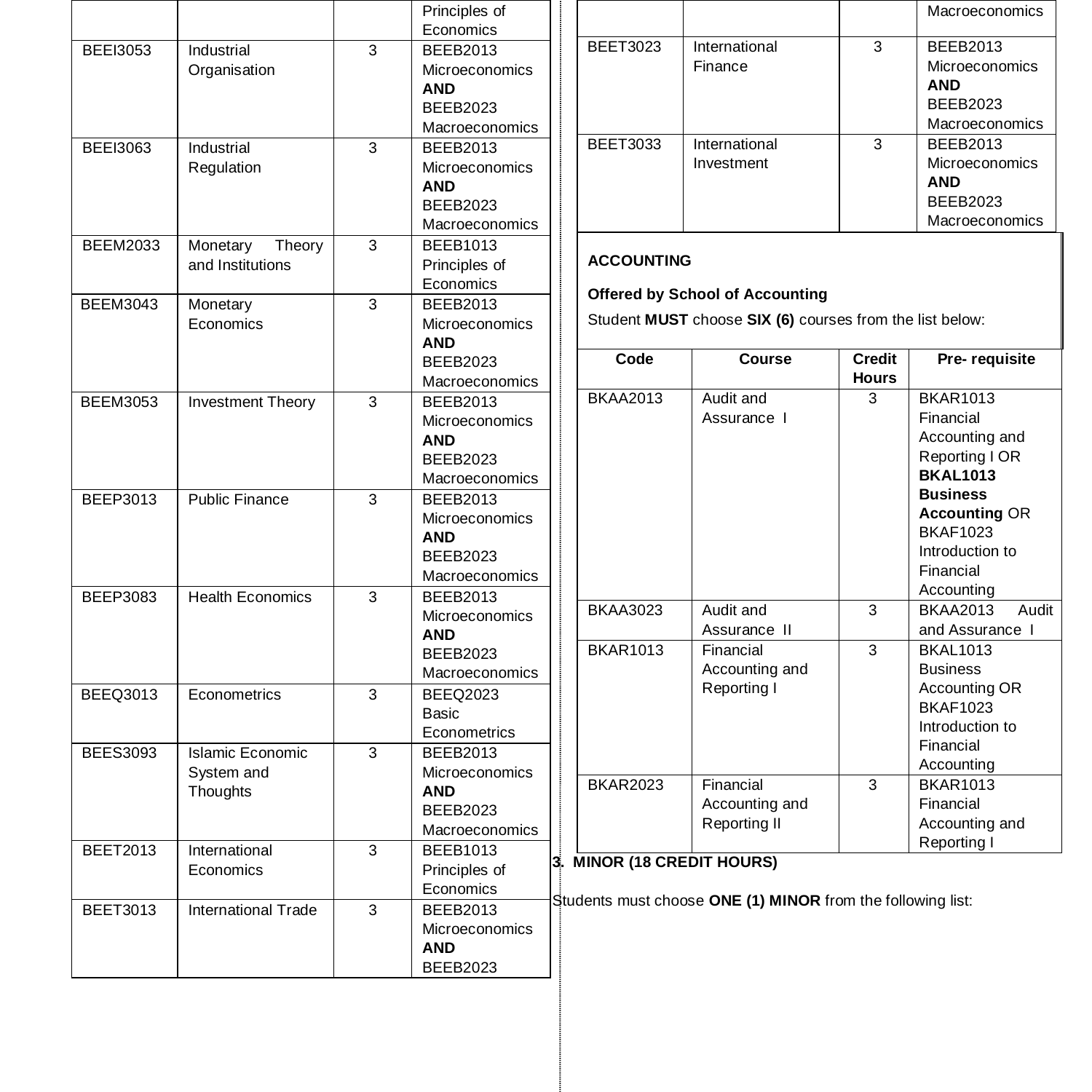| | | | Principles of Economics |
|---|---|---|---|
| BEEI3053 | Industrial Organisation | 3 | BEEB2013 Microeconomics **AND** BEEB2023 Macroeconomics |
| BEEI3063 | Industrial Regulation | 3 | BEEB2013 Microeconomics **AND** BEEB2023 Macroeconomics |
| BEEM2033 | Monetary Theory and Institutions | 3 | BEEB1013 Principles of Economics |
| BEEM3043 | Monetary Economics | 3 | BEEB2013 Microeconomics **AND** BEEB2023 Macroeconomics |
| BEEM3053 | Investment Theory | 3 | BEEB2013 Microeconomics **AND** BEEB2023 Macroeconomics |
| BEEP3013 | Public Finance | 3 | BEEB2013 Microeconomics **AND** BEEB2023 Macroeconomics |
| BEEP3083 | Health Economics | 3 | BEEB2013 Microeconomics **AND** BEEB2023 Macroeconomics |
| BEEQ3013 | Econometrics | 3 | BEEQ2023 Basic Econometrics |
| BEES3093 | Islamic Economic System and Thoughts | 3 | BEEB2013 Microeconomics **AND** BEEB2023 Macroeconomics |
| BEET2013 | International Economics | 3 | BEEB1013 Principles of Economics |
| BEET3013 | International Trade | 3 | BEEB2013 Microeconomics **AND** BEEB2023 Macroeconomics |
| BEET3023 | International Finance | 3 | BEEB2013 Microeconomics **AND** BEEB2023 Macroeconomics |
| BEET3033 | International Investment | 3 | BEEB2013 Microeconomics **AND** BEEB2023 Macroeconomics |

**ACCOUNTING**

**Offered by School of Accounting**

Student **MUST** choose **SIX (6)** courses from the list below:

| Code | Course | Credit Hours | Pre- requisite |
|---|---|---|---|
| BKAA2013 | Audit and Assurance I | 3 | BKAR1013 Financial Accounting and Reporting I OR **BKAL1013 Business Accounting** OR BKAF1023 Introduction to Financial Accounting |
| BKAA3023 | Audit and Assurance II | 3 | BKAA2013 Audit and Assurance I |
| BKAR1013 | Financial Accounting and Reporting I | 3 | BKAL1013 Business Accounting OR BKAF1023 Introduction to Financial Accounting |
| BKAR2023 | Financial Accounting and Reporting II | 3 | BKAR1013 Financial Accounting and Reporting I |

**3. MINOR (18 CREDIT HOURS)**

Students must choose **ONE (1) MINOR** from the following list: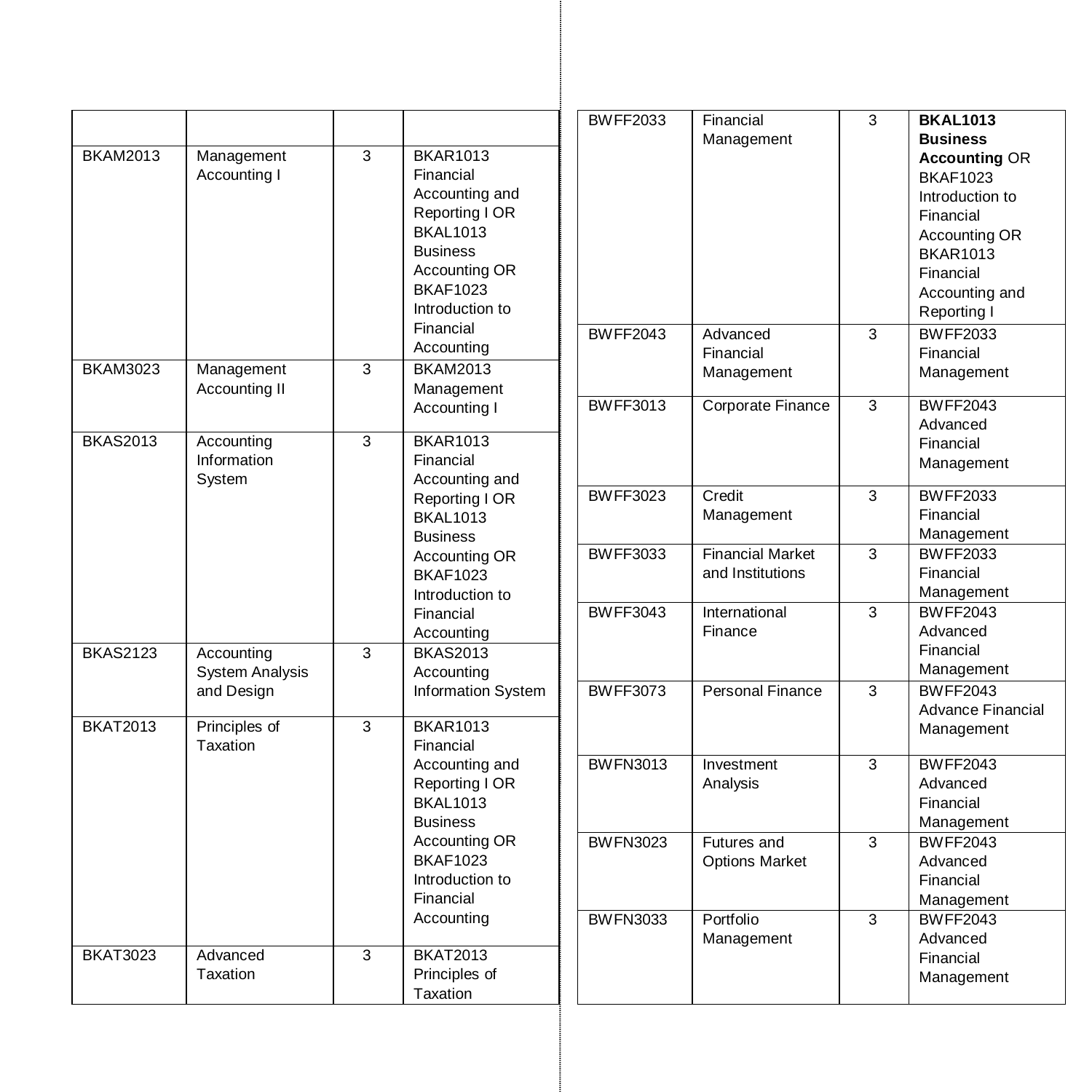| | | | |
|---|---|---|---|
| BKAM2013 | Management Accounting I | 3 | BKAR1013 Financial Accounting and Reporting I OR BKAL1013 Business Accounting OR BKAF1023 Introduction to Financial Accounting |
| BKAM3023 | Management Accounting II | 3 | BKAM2013 Management Accounting I |
| BKAS2013 | Accounting Information System | 3 | BKAR1013 Financial Accounting and Reporting I OR BKAL1013 Business Accounting OR BKAF1023 Introduction to Financial Accounting |
| BKAS2123 | Accounting System Analysis and Design | 3 | BKAS2013 Accounting Information System |
| BKAT2013 | Principles of Taxation | 3 | BKAR1013 Financial Accounting and Reporting I OR BKAL1013 Business Accounting OR BKAF1023 Introduction to Financial Accounting |
| BKAT3023 | Advanced Taxation | 3 | BKAT2013 Principles of Taxation |
| BWFF2033 | Financial Management | 3 | **BKAL1013 Business Accounting** OR BKAF1023 Introduction to Financial Accounting OR BKAR1013 Financial Accounting and Reporting I |
| BWFF2043 | Advanced Financial Management | 3 | BWFF2033 Financial Management |
| BWFF3013 | Corporate Finance | 3 | BWFF2043 Advanced Financial Management |
| BWFF3023 | Credit Management | 3 | BWFF2033 Financial Management |
| BWFF3033 | Financial Market and Institutions | 3 | BWFF2033 Financial Management |
| BWFF3043 | International Finance | 3 | BWFF2043 Advanced Financial Management |
| BWFF3073 | Personal Finance | 3 | BWFF2043 Advance Financial Management |
| BWFN3013 | Investment Analysis | 3 | BWFF2043 Advanced Financial Management |
| BWFN3023 | Futures and Options Market | 3 | BWFF2043 Advanced Financial Management |
| BWFN3033 | Portfolio Management | 3 | BWFF2043 Advanced Financial Management |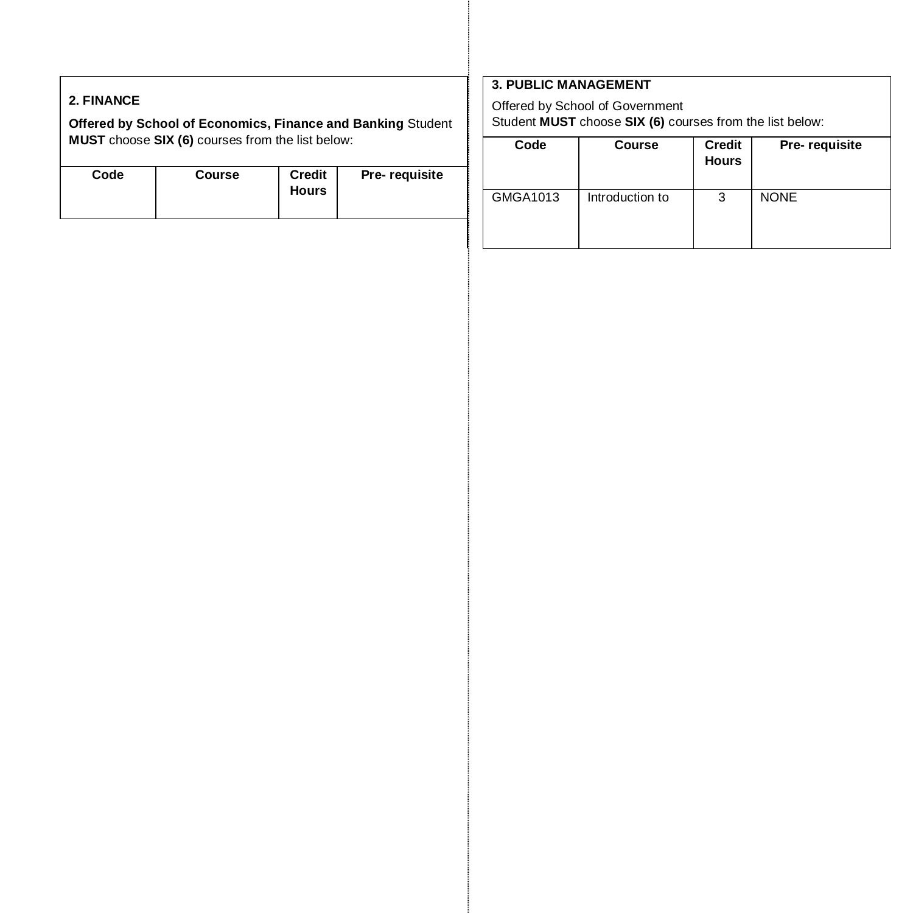**2. FINANCE**

**Offered by School of Economics, Finance and Banking** Student **MUST** choose **SIX (6)** courses from the list below:

| Code | Course | Credit Hours | Pre- requisite |
|---|---|---|---|

**3. PUBLIC MANAGEMENT**

Offered by School of Government
Student **MUST** choose **SIX (6)** courses from the list below:

| Code | Course | Credit Hours | Pre- requisite |
|---|---|---|---|
| GMGA1013 | Introduction to | 3 | NONE |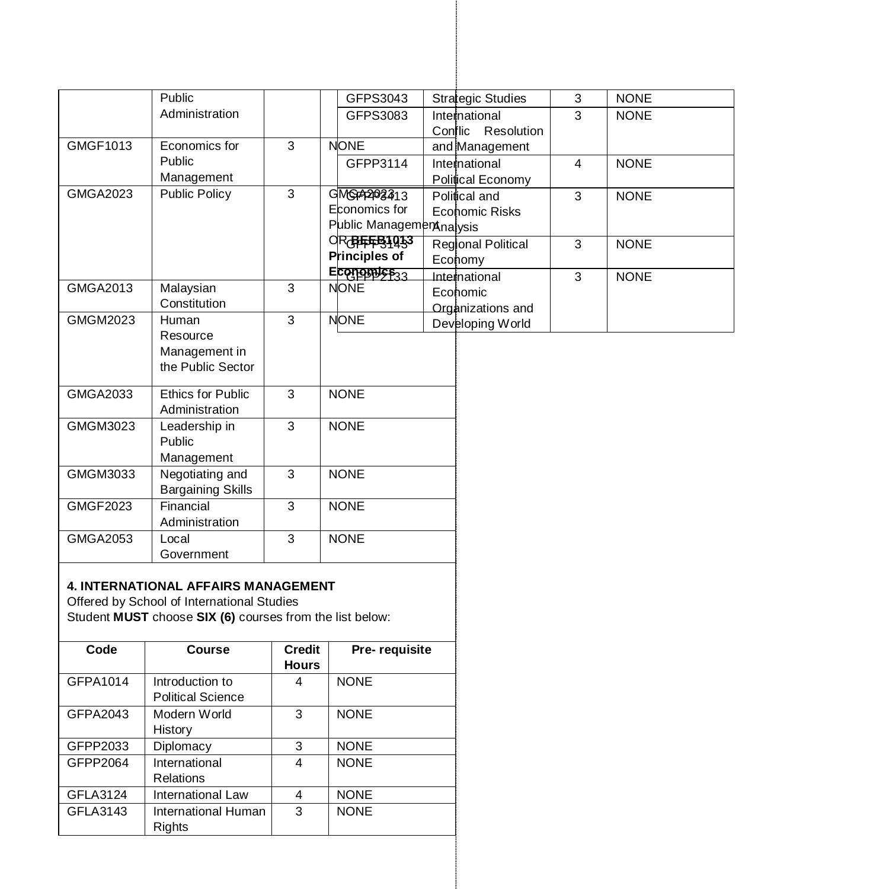| | Public Administration | | |
|---|---|---|---|
| GMGF1013 | Economics for Public Management | 3 | NONE |
| GMGA2023 | Public Policy | 3 | GMGA2023 Economics for Public Management OR **BEEB1013 Principles of Economics** |
| GMGA2013 | Malaysian Constitution | 3 | NONE |
| GMGM2023 | Human Resource Management in the Public Sector | 3 | NONE |
| GMGA2033 | Ethics for Public Administration | 3 | NONE |
| GMGM3023 | Leadership in Public Management | 3 | NONE |
| GMGM3033 | Negotiating and Bargaining Skills | 3 | NONE |
| GMGF2023 | Financial Administration | 3 | NONE |
| GMGA2053 | Local Government | 3 | NONE |

**4. INTERNATIONAL AFFAIRS MANAGEMENT**

Offered by School of International Studies

Student **MUST** choose **SIX (6)** courses from the list below:

| Code | Course | Credit Hours | Pre- requisite |
|---|---|---|---|
| GFPA1014 | Introduction to Political Science | 4 | NONE |
| GFPA2043 | Modern World History | 3 | NONE |
| GFPP2033 | Diplomacy | 3 | NONE |
| GFPP2064 | International Relations | 4 | NONE |
| GFLA3124 | International Law | 4 | NONE |
| GFLA3143 | International Human Rights | 3 | NONE |
| GFPS3043 | Strategic Studies | 3 | NONE |
| GFPS3083 | International Conflic Resolution and Management | 3 | NONE |
| GFPP3114 | International Political Economy | 4 | NONE |
| GFPP3413 | Political and Economic Risks Analysis | 3 | NONE |
| GFPP3143 | Regional Political Economy | 3 | NONE |
| GFPP2133 | International Economic Organizations and Developing World | 3 | NONE |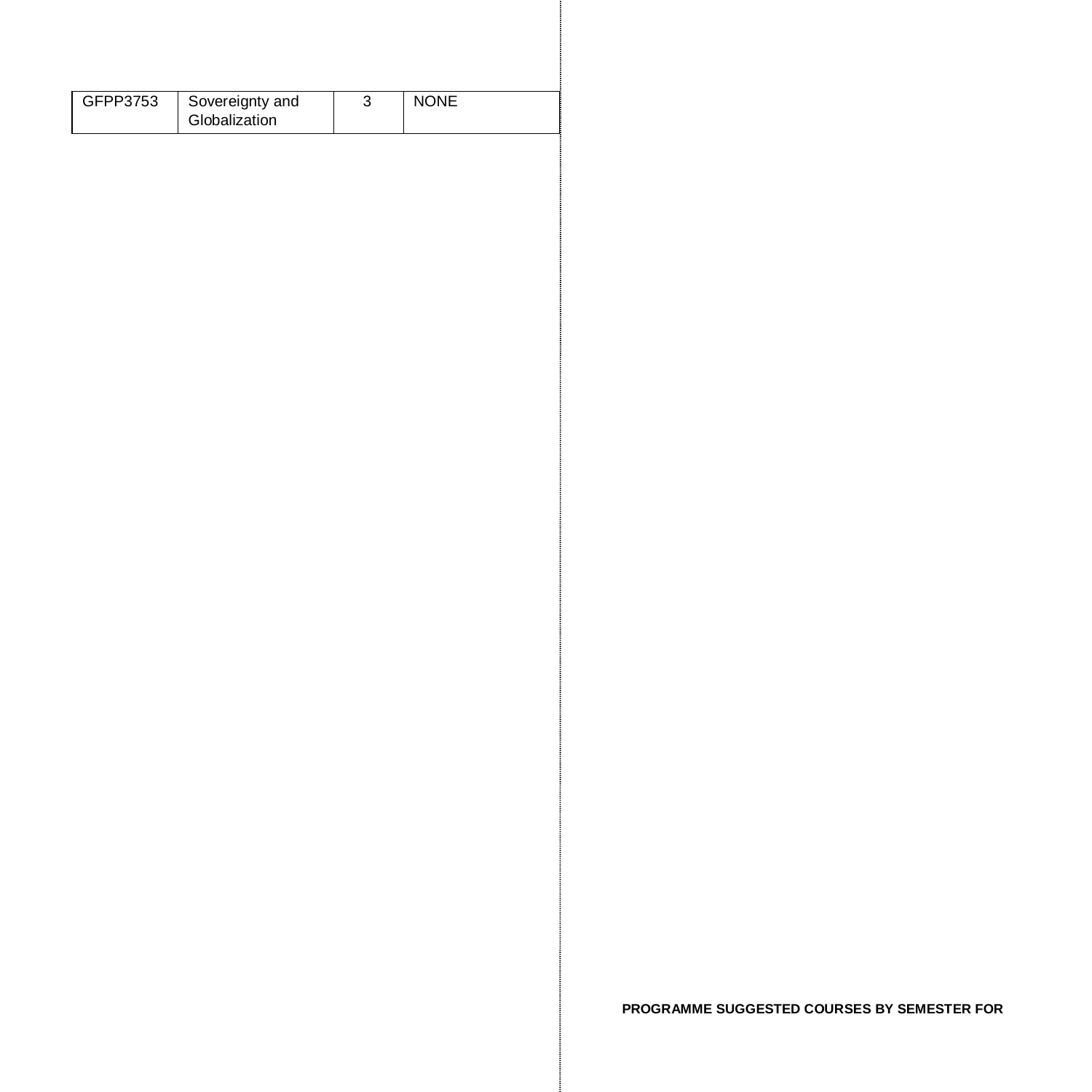| GFPP3753 | Sovereignty and Globalization | 3 | NONE |
|---|---|---|---|

**PROGRAMME SUGGESTED COURSES BY SEMESTER FOR**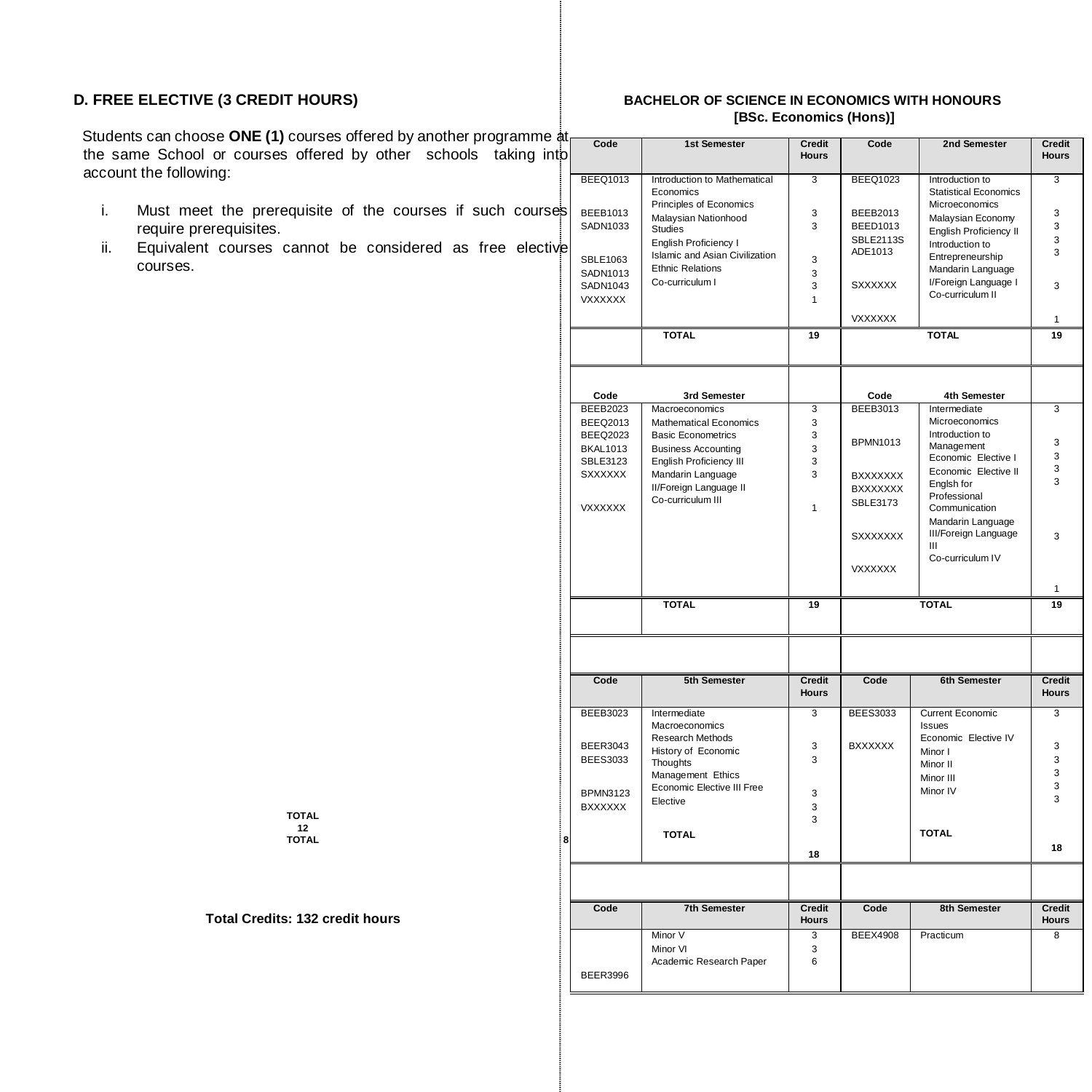## D. FREE ELECTIVE (3 CREDIT HOURS)

Students can choose **ONE (1)** courses offered by another programme at the same School or courses offered by other schools taking into account the following:

i. Must meet the prerequisite of the courses if such courses require prerequisites.
ii. Equivalent courses cannot be considered as free elective courses.

**TOTAL 12 TOTAL**

**Total Credits: 132 credit hours**

### BACHELOR OF SCIENCE IN ECONOMICS WITH HONOURS [BSc. Economics (Hons)]

| Code | 1st Semester | Credit Hours | Code | 2nd Semester | Credit Hours |
|---|---|---|---|---|---|
| BEEQ1013 | Introduction to Mathematical Economics | 3 | BEEQ1023 | Introduction to Statistical Economics | 3 |
| BEEB1013 | Principles of Economics | 3 | BEEB2013 | Microeconomics | 3 |
| SADN1033 | Malaysian Nationhood Studies | 3 | BEED1013 | Malaysian Economy | 3 |
| SBLE1063 | English Proficiency I | 3 | SBLE2113S | English Proficiency II | 3 |
| SADN1013 | Islamic and Asian Civilization | 3 | ADE1013 | Introduction to Entrepreneurship | 3 |
| SADN1043 | Ethnic Relations | 3 | SXXXXXX | Mandarin Language I/Foreign Language I | 3 |
| VXXXXXX | Co-curriculum I | 1 | VXXXXXX | Co-curriculum II | 1 |
| | **TOTAL** | **19** | | **TOTAL** | **19** |
| **Code** | **3rd Semester** | | **Code** | **4th Semester** | |
| BEEB2023 | Macroeconomics | 3 | BEEB3013 | Intermediate Microeconomics | 3 |
| BEEQ2013 | Mathematical Economics | 3 | BPMN1013 | Introduction to Management | 3 |
| BEEQ2023 | Basic Econometrics | 3 | BXXXXXXX | Economic Elective I | 3 |
| BKAL1013 | Business Accounting | 3 | BXXXXXXX | Economic Elective II | 3 |
| SBLE3123 | English Proficiency III | 3 | SBLE3173 | Englsh for Professional Communication | 3 |
| SXXXXXX | Mandarin Language II/Foreign Language II | 3 | SXXXXXXX | Mandarin Language III/Foreign Language III | 3 |
| VXXXXXX | Co-curriculum III | 1 | VXXXXXX | Co-curriculum IV | 1 |
| | **TOTAL** | **19** | | **TOTAL** | **19** |
| **Code** | **5th Semester** | **Credit Hours** | **Code** | **6th Semester** | **Credit Hours** |
| BEEB3023 | Intermediate Macroeconomics | 3 | BEES3033 | Current Economic Issues | 3 |
| BEER3043 | Research Methods | 3 | BXXXXXX | Economic Elective IV | 3 |
| BEES3033 | History of Economic Thoughts | 3 | | Minor I | 3 |
| BPMN3123 | Management Ethics | 3 | | Minor II | 3 |
| BXXXXXX | Economic Elective III | 3 | | Minor III | 3 |
| | Free Elective | 3 | | Minor IV | 3 |
| | **TOTAL** | **18** | | **TOTAL** | **18** |
| **Code** | **7th Semester** | **Credit Hours** | **Code** | **8th Semester** | **Credit Hours** |
| | Minor V | 3 | BEEX4908 | Practicum | 8 |
| | Minor VI | 3 | | | |
| BEER3996 | Academic Research Paper | 6 | | | |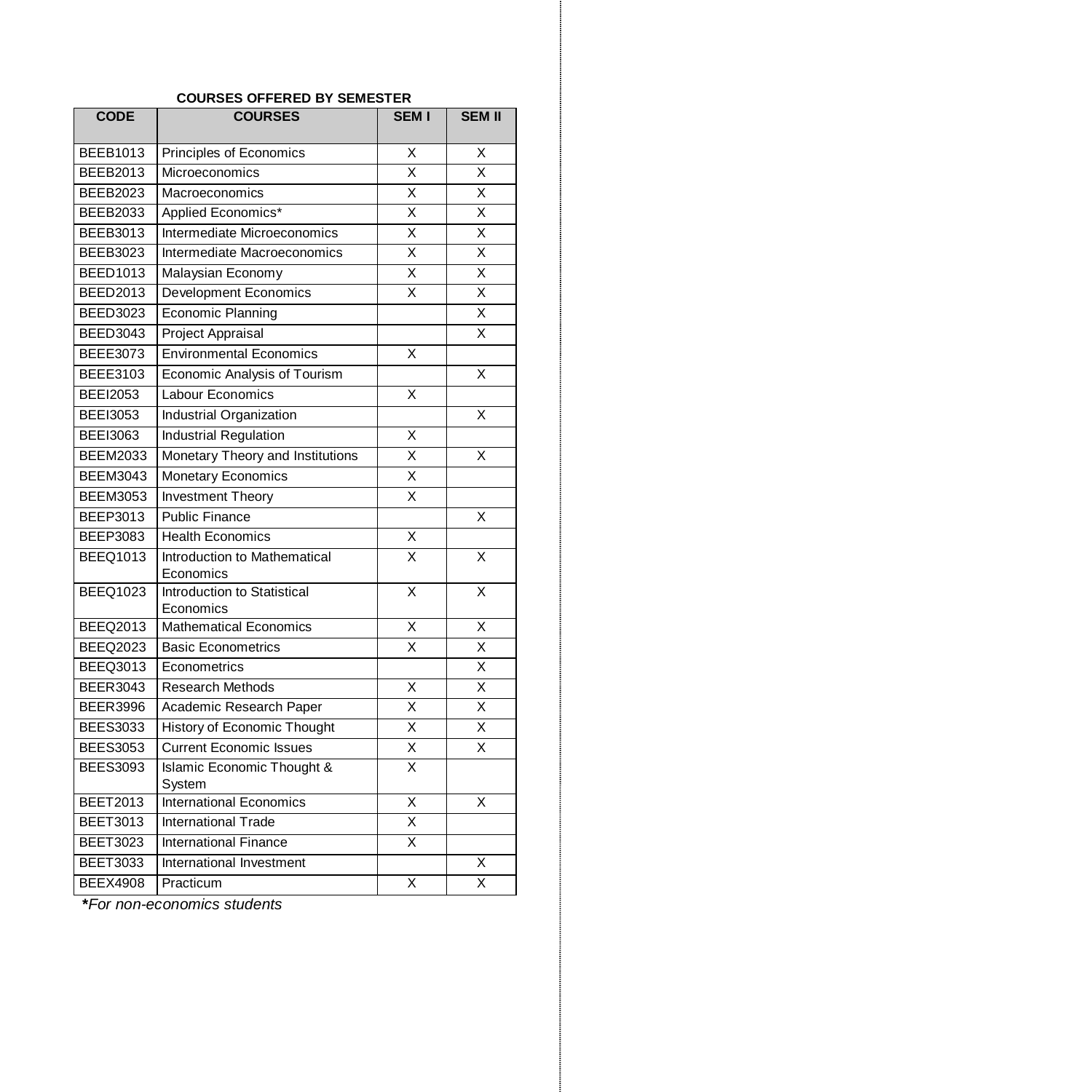**COURSES OFFERED BY SEMESTER**

| CODE | COURSES | SEM I | SEM II |
|---|---|---|---|
| BEEB1013 | Principles of Economics | X | X |
| BEEB2013 | Microeconomics | X | X |
| BEEB2023 | Macroeconomics | X | X |
| BEEB2033 | Applied Economics* | X | X |
| BEEB3013 | Intermediate Microeconomics | X | X |
| BEEB3023 | Intermediate Macroeconomics | X | X |
| BEED1013 | Malaysian Economy | X | X |
| BEED2013 | Development Economics | X | X |
| BEED3023 | Economic Planning | | X |
| BEED3043 | Project Appraisal | | X |
| BEEE3073 | Environmental Economics | X | |
| BEEE3103 | Economic Analysis of Tourism | | X |
| BEEI2053 | Labour Economics | X | |
| BEEI3053 | Industrial Organization | | X |
| BEEI3063 | Industrial Regulation | X | |
| BEEM2033 | Monetary Theory and Institutions | X | X |
| BEEM3043 | Monetary Economics | X | |
| BEEM3053 | Investment Theory | X | |
| BEEP3013 | Public Finance | | X |
| BEEP3083 | Health Economics | X | |
| BEEQ1013 | Introduction to Mathematical Economics | X | X |
| BEEQ1023 | Introduction to Statistical Economics | X | X |
| BEEQ2013 | Mathematical Economics | X | X |
| BEEQ2023 | Basic Econometrics | X | X |
| BEEQ3013 | Econometrics | | X |
| BEER3043 | Research Methods | X | X |
| BEER3996 | Academic Research Paper | X | X |
| BEES3033 | History of Economic Thought | X | X |
| BEES3053 | Current Economic Issues | X | X |
| BEES3093 | Islamic Economic Thought & System | X | |
| BEET2013 | International Economics | X | X |
| BEET3013 | International Trade | X | |
| BEET3023 | International Finance | X | |
| BEET3033 | International Investment | | X |
| BEEX4908 | Practicum | X | X |

***For non-economics students***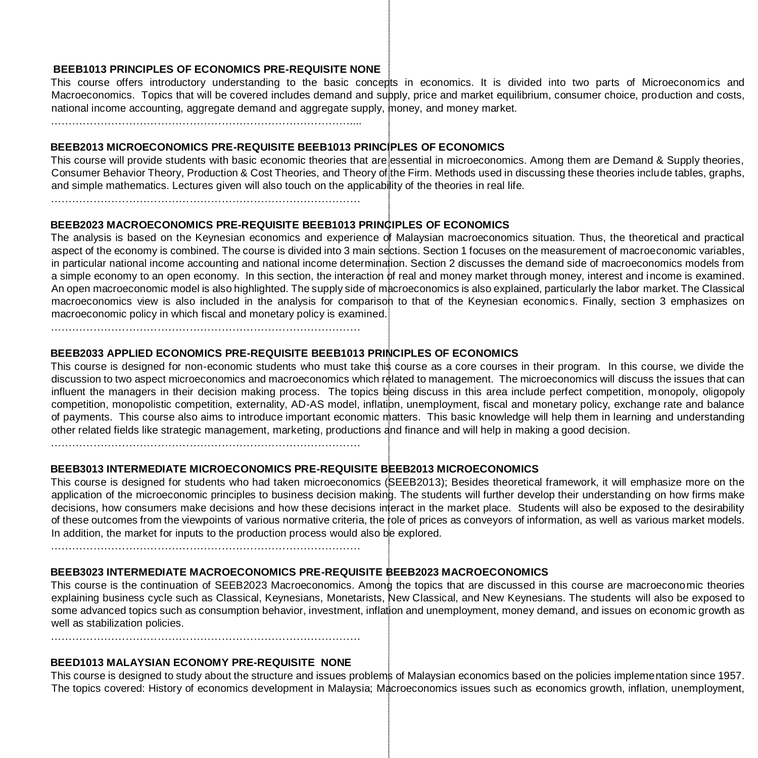**BEEB1013 PRINCIPLES OF ECONOMICS PRE-REQUISITE NONE**

This course offers introductory understanding to the basic concepts in economics. It is divided into two parts of Microeconomics and Macroeconomics. Topics that will be covered includes demand and supply, price and market equilibrium, consumer choice, production and costs, national income accounting, aggregate demand and aggregate supply, money, and money market.

…………………………………………………………………………....

**BEEB2013 MICROECONOMICS PRE-REQUISITE BEEB1013 PRINCIPLES OF ECONOMICS**

This course will provide students with basic economic theories that are essential in microeconomics. Among them are Demand & Supply theories, Consumer Behavior Theory, Production & Cost Theories, and Theory of the Firm. Methods used in discussing these theories include tables, graphs, and simple mathematics. Lectures given will also touch on the applicability of the theories in real life.

……………………………………………………………………………

**BEEB2023 MACROECONOMICS PRE-REQUISITE BEEB1013 PRINCIPLES OF ECONOMICS**

The analysis is based on the Keynesian economics and experience of Malaysian macroeconomics situation. Thus, the theoretical and practical aspect of the economy is combined. The course is divided into 3 main sections. Section 1 focuses on the measurement of macroeconomic variables, in particular national income accounting and national income determination. Section 2 discusses the demand side of macroeconomics models from a simple economy to an open economy. In this section, the interaction of real and money market through money, interest and income is examined. An open macroeconomic model is also highlighted. The supply side of macroeconomics is also explained, particularly the labor market. The Classical macroeconomics view is also included in the analysis for comparison to that of the Keynesian economics. Finally, section 3 emphasizes on macroeconomic policy in which fiscal and monetary policy is examined.

……………………………………………………………………………

**BEEB2033 APPLIED ECONOMICS PRE-REQUISITE BEEB1013 PRINCIPLES OF ECONOMICS**

This course is designed for non-economic students who must take this course as a core courses in their program. In this course, we divide the discussion to two aspect microeconomics and macroeconomics which related to management. The microeconomics will discuss the issues that can influent the managers in their decision making process. The topics being discuss in this area include perfect competition, monopoly, oligopoly competition, monopolistic competition, externality, AD-AS model, inflation, unemployment, fiscal and monetary policy, exchange rate and balance of payments. This course also aims to introduce important economic matters. This basic knowledge will help them in learning and understanding other related fields like strategic management, marketing, productions and finance and will help in making a good decision.

……………………………………………………………………………

**BEEB3013 INTERMEDIATE MICROECONOMICS PRE-REQUISITE BEEB2013 MICROECONOMICS**

This course is designed for students who had taken microeconomics (SEEB2013); Besides theoretical framework, it will emphasize more on the application of the microeconomic principles to business decision making. The students will further develop their understanding on how firms make decisions, how consumers make decisions and how these decisions interact in the market place. Students will also be exposed to the desirability of these outcomes from the viewpoints of various normative criteria, the role of prices as conveyors of information, as well as various market models. In addition, the market for inputs to the production process would also be explored.

……………………………………………………………………………

**BEEB3023 INTERMEDIATE MACROECONOMICS PRE-REQUISITE BEEB2023 MACROECONOMICS**

This course is the continuation of SEEB2023 Macroeconomics. Among the topics that are discussed in this course are macroeconomic theories explaining business cycle such as Classical, Keynesians, Monetarists, New Classical, and New Keynesians. The students will also be exposed to some advanced topics such as consumption behavior, investment, inflation and unemployment, money demand, and issues on economic growth as well as stabilization policies.

……………………………………………………………………………

**BEED1013 MALAYSIAN ECONOMY PRE-REQUISITE NONE**

This course is designed to study about the structure and issues problems of Malaysian economics based on the policies implementation since 1957. The topics covered: History of economics development in Malaysia; Macroeconomics issues such as economics growth, inflation, unemployment,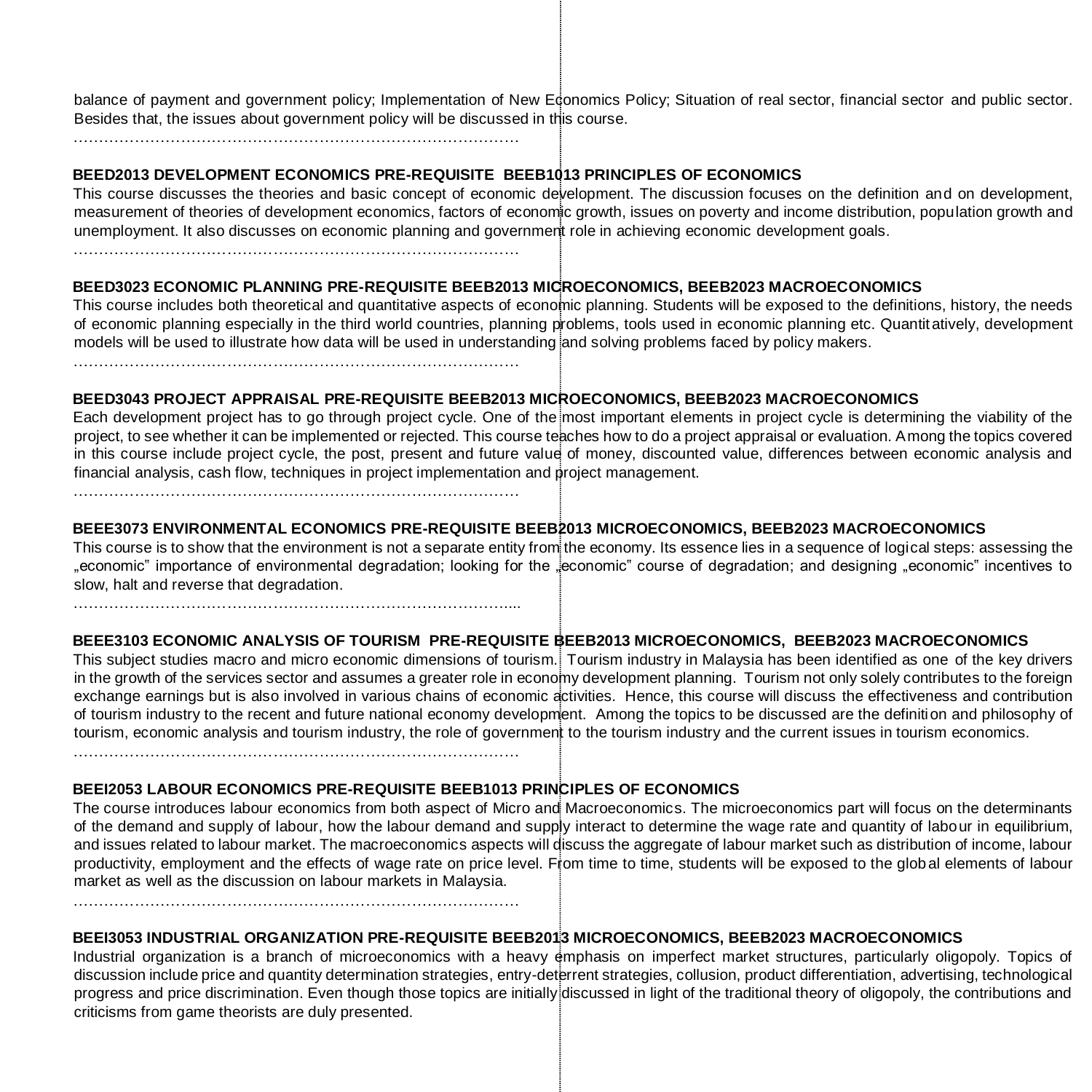balance of payment and government policy; Implementation of New Economics Policy; Situation of real sector, financial sector and public sector. Besides that, the issues about government policy will be discussed in this course.

…………………………………………………………………………

**BEED2013 DEVELOPMENT ECONOMICS PRE-REQUISITE BEEB1013 PRINCIPLES OF ECONOMICS**

This course discusses the theories and basic concept of economic development. The discussion focuses on the definition and on development, measurement of theories of development economics, factors of economic growth, issues on poverty and income distribution, population growth and unemployment. It also discusses on economic planning and government role in achieving economic development goals.

…………………………………………………………………………

**BEED3023 ECONOMIC PLANNING PRE-REQUISITE BEEB2013 MICROECONOMICS, BEEB2023 MACROECONOMICS**

This course includes both theoretical and quantitative aspects of economic planning. Students will be exposed to the definitions, history, the needs of economic planning especially in the third world countries, planning problems, tools used in economic planning etc. Quantitatively, development models will be used to illustrate how data will be used in understanding and solving problems faced by policy makers.

…………………………………………………………………………

**BEED3043 PROJECT APPRAISAL PRE-REQUISITE BEEB2013 MICROECONOMICS, BEEB2023 MACROECONOMICS**

Each development project has to go through project cycle. One of the most important elements in project cycle is determining the viability of the project, to see whether it can be implemented or rejected. This course teaches how to do a project appraisal or evaluation. Among the topics covered in this course include project cycle, the post, present and future value of money, discounted value, differences between economic analysis and financial analysis, cash flow, techniques in project implementation and project management.

…………………………………………………………………………

**BEEE3073 ENVIRONMENTAL ECONOMICS PRE-REQUISITE BEEB2013 MICROECONOMICS, BEEB2023 MACROECONOMICS**

This course is to show that the environment is not a separate entity from the economy. Its essence lies in a sequence of logical steps: assessing the „economic" importance of environmental degradation; looking for the „economic" course of degradation; and designing „economic" incentives to slow, halt and reverse that degradation.

…………………………………………………………………………....

**BEEE3103 ECONOMIC ANALYSIS OF TOURISM PRE-REQUISITE BEEB2013 MICROECONOMICS, BEEB2023 MACROECONOMICS**

This subject studies macro and micro economic dimensions of tourism. Tourism industry in Malaysia has been identified as one of the key drivers in the growth of the services sector and assumes a greater role in economy development planning. Tourism not only solely contributes to the foreign exchange earnings but is also involved in various chains of economic activities. Hence, this course will discuss the effectiveness and contribution of tourism industry to the recent and future national economy development. Among the topics to be discussed are the definition and philosophy of tourism, economic analysis and tourism industry, the role of government to the tourism industry and the current issues in tourism economics.

…………………………………………………………………………

**BEEI2053 LABOUR ECONOMICS PRE-REQUISITE BEEB1013 PRINCIPLES OF ECONOMICS**

The course introduces labour economics from both aspect of Micro and Macroeconomics. The microeconomics part will focus on the determinants of the demand and supply of labour, how the labour demand and supply interact to determine the wage rate and quantity of labour in equilibrium, and issues related to labour market. The macroeconomics aspects will discuss the aggregate of labour market such as distribution of income, labour productivity, employment and the effects of wage rate on price level. From time to time, students will be exposed to the global elements of labour market as well as the discussion on labour markets in Malaysia.

…………………………………………………………………………

**BEEI3053 INDUSTRIAL ORGANIZATION PRE-REQUISITE BEEB2013 MICROECONOMICS, BEEB2023 MACROECONOMICS**

Industrial organization is a branch of microeconomics with a heavy emphasis on imperfect market structures, particularly oligopoly. Topics of discussion include price and quantity determination strategies, entry-deterrent strategies, collusion, product differentiation, advertising, technological progress and price discrimination. Even though those topics are initially discussed in light of the traditional theory of oligopoly, the contributions and criticisms from game theorists are duly presented.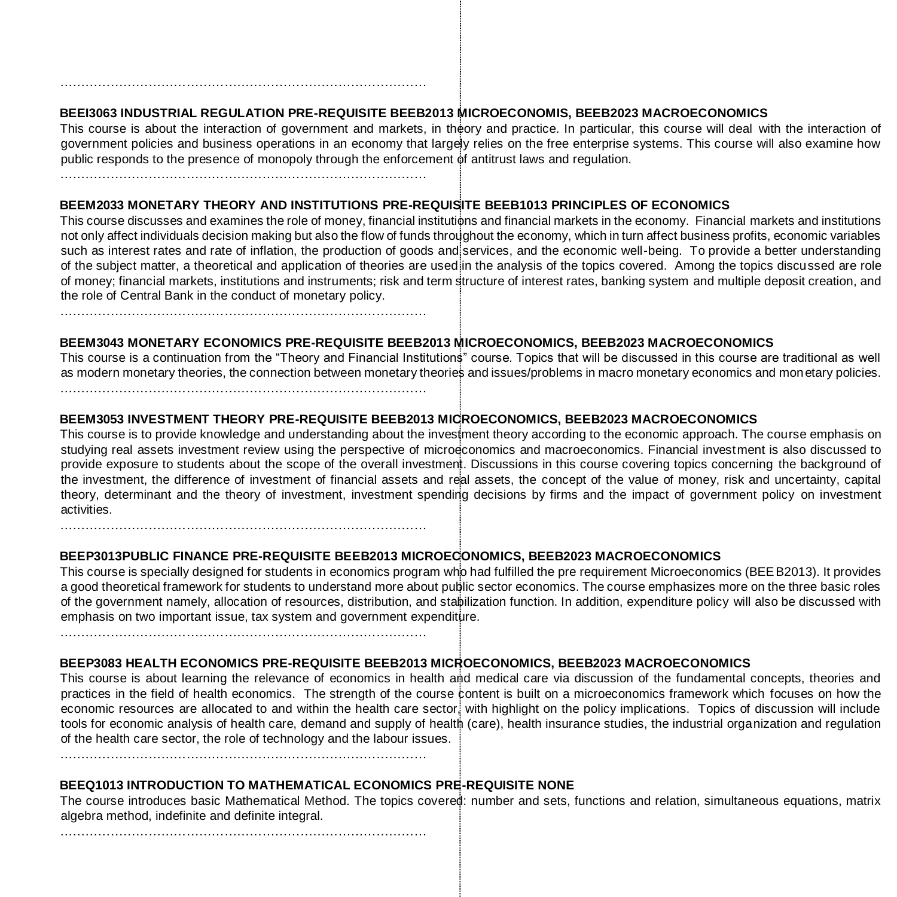………………………………………………………………………………

**BEEI3063 INDUSTRIAL REGULATION PRE-REQUISITE BEEB2013 MICROECONOMIS, BEEB2023 MACROECONOMICS**

This course is about the interaction of government and markets, in theory and practice. In particular, this course will deal with the interaction of government policies and business operations in an economy that largely relies on the free enterprise systems. This course will also examine how public responds to the presence of monopoly through the enforcement of antitrust laws and regulation.

………………………………………………………………………………

**BEEM2033 MONETARY THEORY AND INSTITUTIONS PRE-REQUISITE BEEB1013 PRINCIPLES OF ECONOMICS**

This course discusses and examines the role of money, financial institutions and financial markets in the economy. Financial markets and institutions not only affect individuals decision making but also the flow of funds throughout the economy, which in turn affect business profits, economic variables such as interest rates and rate of inflation, the production of goods and services, and the economic well-being. To provide a better understanding of the subject matter, a theoretical and application of theories are used in the analysis of the topics covered. Among the topics discussed are role of money; financial markets, institutions and instruments; risk and term structure of interest rates, banking system and multiple deposit creation, and the role of Central Bank in the conduct of monetary policy.

………………………………………………………………………………

**BEEM3043 MONETARY ECONOMICS PRE-REQUISITE BEEB2013 MICROECONOMICS, BEEB2023 MACROECONOMICS**

This course is a continuation from the "Theory and Financial Institutions" course. Topics that will be discussed in this course are traditional as well as modern monetary theories, the connection between monetary theories and issues/problems in macro monetary economics and monetary policies.

………………………………………………………………………………

**BEEM3053 INVESTMENT THEORY PRE-REQUISITE BEEB2013 MICROECONOMICS, BEEB2023 MACROECONOMICS**

This course is to provide knowledge and understanding about the investment theory according to the economic approach. The course emphasis on studying real assets investment review using the perspective of microeconomics and macroeconomics. Financial investment is also discussed to provide exposure to students about the scope of the overall investment. Discussions in this course covering topics concerning the background of the investment, the difference of investment of financial assets and real assets, the concept of the value of money, risk and uncertainty, capital theory, determinant and the theory of investment, investment spending decisions by firms and the impact of government policy on investment activities.

………………………………………………………………………………

**BEEP3013PUBLIC FINANCE PRE-REQUISITE BEEB2013 MICROECONOMICS, BEEB2023 MACROECONOMICS**

This course is specially designed for students in economics program who had fulfilled the pre requirement Microeconomics (BEEB2013). It provides a good theoretical framework for students to understand more about public sector economics. The course emphasizes more on the three basic roles of the government namely, allocation of resources, distribution, and stabilization function. In addition, expenditure policy will also be discussed with emphasis on two important issue, tax system and government expenditure.

………………………………………………………………………………

**BEEP3083 HEALTH ECONOMICS PRE-REQUISITE BEEB2013 MICROECONOMICS, BEEB2023 MACROECONOMICS**

This course is about learning the relevance of economics in health and medical care via discussion of the fundamental concepts, theories and practices in the field of health economics. The strength of the course content is built on a microeconomics framework which focuses on how the economic resources are allocated to and within the health care sector, with highlight on the policy implications. Topics of discussion will include tools for economic analysis of health care, demand and supply of health (care), health insurance studies, the industrial organization and regulation of the health care sector, the role of technology and the labour issues.

………………………………………………………………………………

**BEEQ1013 INTRODUCTION TO MATHEMATICAL ECONOMICS PRE-REQUISITE NONE**

The course introduces basic Mathematical Method. The topics covered: number and sets, functions and relation, simultaneous equations, matrix algebra method, indefinite and definite integral.

………………………………………………………………………………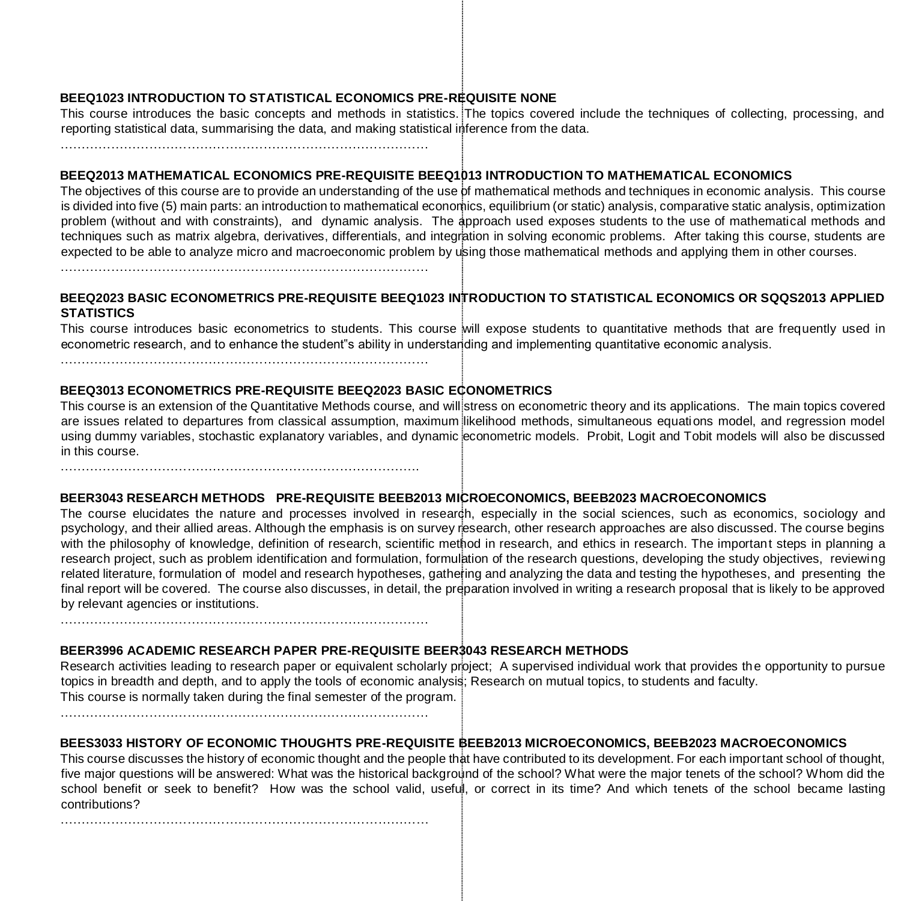**BEEQ1023 INTRODUCTION TO STATISTICAL ECONOMICS PRE-REQUISITE NONE**

This course introduces the basic concepts and methods in statistics. The topics covered include the techniques of collecting, processing, and reporting statistical data, summarising the data, and making statistical inference from the data.

……………………………………………………………………………

**BEEQ2013 MATHEMATICAL ECONOMICS PRE-REQUISITE BEEQ1013 INTRODUCTION TO MATHEMATICAL ECONOMICS**

The objectives of this course are to provide an understanding of the use of mathematical methods and techniques in economic analysis. This course is divided into five (5) main parts: an introduction to mathematical economics, equilibrium (or static) analysis, comparative static analysis, optimization problem (without and with constraints), and dynamic analysis. The approach used exposes students to the use of mathematical methods and techniques such as matrix algebra, derivatives, differentials, and integration in solving economic problems. After taking this course, students are expected to be able to analyze micro and macroeconomic problem by using those mathematical methods and applying them in other courses.

……………………………………………………………………………

**BEEQ2023 BASIC ECONOMETRICS PRE-REQUISITE BEEQ1023 INTRODUCTION TO STATISTICAL ECONOMICS OR SQQS2013 APPLIED STATISTICS**

This course introduces basic econometrics to students. This course will expose students to quantitative methods that are frequently used in econometric research, and to enhance the student"s ability in understanding and implementing quantitative economic analysis.

……………………………………………………………………………

**BEEQ3013 ECONOMETRICS PRE-REQUISITE BEEQ2023 BASIC ECONOMETRICS**

This course is an extension of the Quantitative Methods course, and will stress on econometric theory and its applications. The main topics covered are issues related to departures from classical assumption, maximum likelihood methods, simultaneous equations model, and regression model using dummy variables, stochastic explanatory variables, and dynamic econometric models. Probit, Logit and Tobit models will also be discussed in this course.

……………………………………………………………………………

**BEER3043 RESEARCH METHODS PRE-REQUISITE BEEB2013 MICROECONOMICS, BEEB2023 MACROECONOMICS**

The course elucidates the nature and processes involved in research, especially in the social sciences, such as economics, sociology and psychology, and their allied areas. Although the emphasis is on survey research, other research approaches are also discussed. The course begins with the philosophy of knowledge, definition of research, scientific method in research, and ethics in research. The important steps in planning a research project, such as problem identification and formulation, formulation of the research questions, developing the study objectives, reviewing related literature, formulation of model and research hypotheses, gathering and analyzing the data and testing the hypotheses, and presenting the final report will be covered. The course also discusses, in detail, the preparation involved in writing a research proposal that is likely to be approved by relevant agencies or institutions.

……………………………………………………………………………

**BEER3996 ACADEMIC RESEARCH PAPER PRE-REQUISITE BEER3043 RESEARCH METHODS**

Research activities leading to research paper or equivalent scholarly project; A supervised individual work that provides the opportunity to pursue topics in breadth and depth, and to apply the tools of economic analysis; Research on mutual topics, to students and faculty.
This course is normally taken during the final semester of the program.

……………………………………………………………………………

**BEES3033 HISTORY OF ECONOMIC THOUGHTS PRE-REQUISITE BEEB2013 MICROECONOMICS, BEEB2023 MACROECONOMICS**

This course discusses the history of economic thought and the people that have contributed to its development. For each important school of thought, five major questions will be answered: What was the historical background of the school? What were the major tenets of the school? Whom did the school benefit or seek to benefit? How was the school valid, useful, or correct in its time? And which tenets of the school became lasting contributions?

……………………………………………………………………………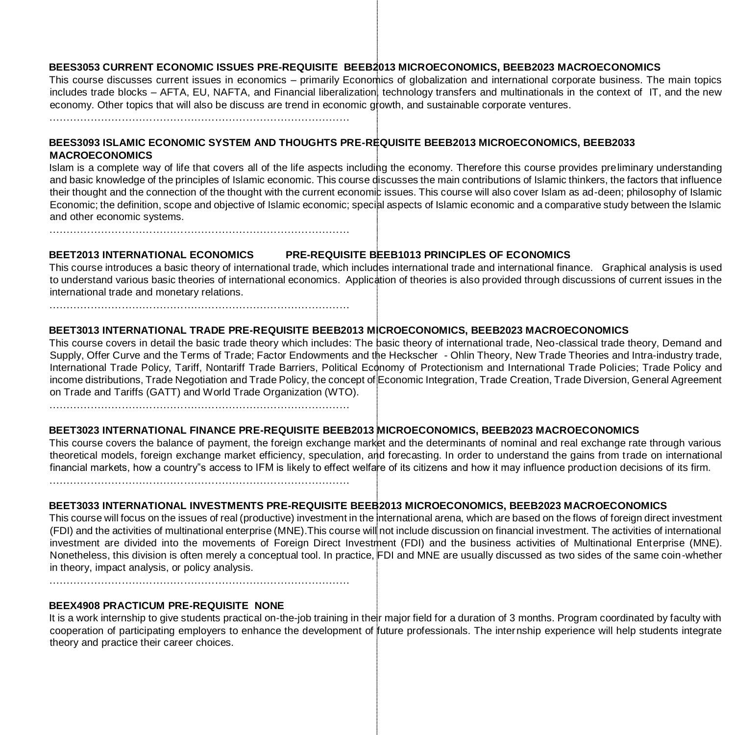**BEES3053 CURRENT ECONOMIC ISSUES PRE-REQUISITE BEEB2013 MICROECONOMICS, BEEB2023 MACROECONOMICS**

This course discusses current issues in economics – primarily Economics of globalization and international corporate business. The main topics includes trade blocks – AFTA, EU, NAFTA, and Financial liberalization, technology transfers and multinationals in the context of IT, and the new economy. Other topics that will also be discuss are trend in economic growth, and sustainable corporate ventures.

……………………………………………………………………………

**BEES3093 ISLAMIC ECONOMIC SYSTEM AND THOUGHTS PRE-REQUISITE BEEB2013 MICROECONOMICS, BEEB2033 MACROECONOMICS**

Islam is a complete way of life that covers all of the life aspects including the economy. Therefore this course provides preliminary understanding and basic knowledge of the principles of Islamic economic. This course discusses the main contributions of Islamic thinkers, the factors that influence their thought and the connection of the thought with the current economic issues. This course will also cover Islam as ad-deen; philosophy of Islamic Economic; the definition, scope and objective of Islamic economic; special aspects of Islamic economic and a comparative study between the Islamic and other economic systems.

……………………………………………………………………………

**BEET2013 INTERNATIONAL ECONOMICS PRE-REQUISITE BEEB1013 PRINCIPLES OF ECONOMICS**

This course introduces a basic theory of international trade, which includes international trade and international finance. Graphical analysis is used to understand various basic theories of international economics. Application of theories is also provided through discussions of current issues in the international trade and monetary relations.

……………………………………………………………………………

**BEET3013 INTERNATIONAL TRADE PRE-REQUISITE BEEB2013 MICROECONOMICS, BEEB2023 MACROECONOMICS**

This course covers in detail the basic trade theory which includes: The basic theory of international trade, Neo-classical trade theory, Demand and Supply, Offer Curve and the Terms of Trade; Factor Endowments and the Heckscher - Ohlin Theory, New Trade Theories and Intra-industry trade, International Trade Policy, Tariff, Nontariff Trade Barriers, Political Economy of Protectionism and International Trade Policies; Trade Policy and income distributions, Trade Negotiation and Trade Policy, the concept of Economic Integration, Trade Creation, Trade Diversion, General Agreement on Trade and Tariffs (GATT) and World Trade Organization (WTO).

……………………………………………………………………………

**BEET3023 INTERNATIONAL FINANCE PRE-REQUISITE BEEB2013 MICROECONOMICS, BEEB2023 MACROECONOMICS**

This course covers the balance of payment, the foreign exchange market and the determinants of nominal and real exchange rate through various theoretical models, foreign exchange market efficiency, speculation, and forecasting. In order to understand the gains from trade on international financial markets, how a country"s access to IFM is likely to effect welfare of its citizens and how it may influence production decisions of its firm.

……………………………………………………………………………

**BEET3033 INTERNATIONAL INVESTMENTS PRE-REQUISITE BEEB2013 MICROECONOMICS, BEEB2023 MACROECONOMICS**

This course will focus on the issues of real (productive) investment in the international arena, which are based on the flows of foreign direct investment (FDI) and the activities of multinational enterprise (MNE).This course will not include discussion on financial investment. The activities of international investment are divided into the movements of Foreign Direct Investment (FDI) and the business activities of Multinational Enterprise (MNE). Nonetheless, this division is often merely a conceptual tool. In practice, FDI and MNE are usually discussed as two sides of the same coin-whether in theory, impact analysis, or policy analysis.

……………………………………………………………………………

**BEEX4908 PRACTICUM PRE-REQUISITE NONE**

It is a work internship to give students practical on-the-job training in their major field for a duration of 3 months. Program coordinated by faculty with cooperation of participating employers to enhance the development of future professionals. The internship experience will help students integrate theory and practice their career choices.